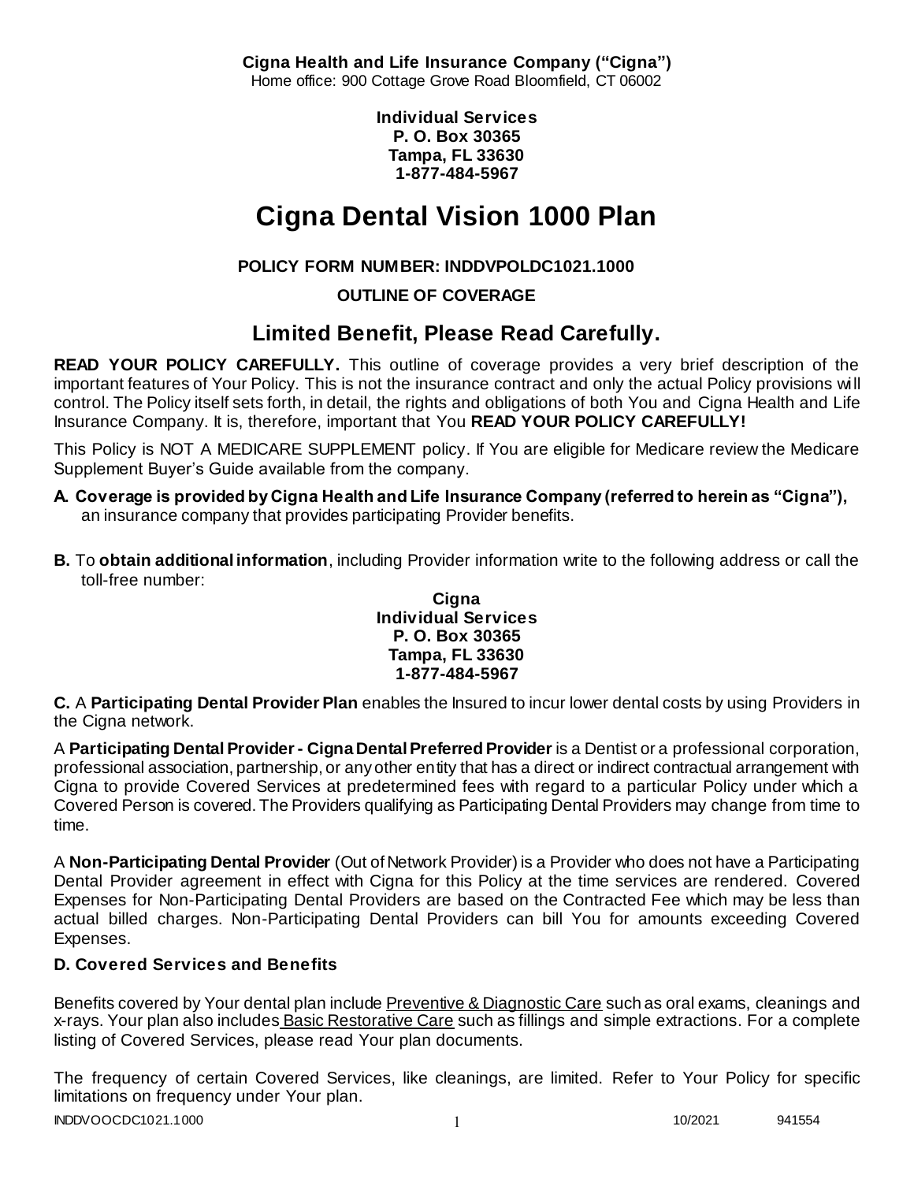**Cigna Health and Life Insurance Company ("Cigna")**
Home office: 900 Cottage Grove Road Bloomfield, CT 06002

**Individual Services**
**P. O. Box 30365**
**Tampa, FL 33630**
**1-877-484-5967**

# Cigna Dental Vision 1000 Plan

**POLICY FORM NUMBER: INDDVPOLDC1021.1000**

**OUTLINE OF COVERAGE**

## Limited Benefit, Please Read Carefully.

**READ YOUR POLICY CAREFULLY.** This outline of coverage provides a very brief description of the important features of Your Policy. This is not the insurance contract and only the actual Policy provisions will control. The Policy itself sets forth, in detail, the rights and obligations of both You and Cigna Health and Life Insurance Company. It is, therefore, important that You **READ YOUR POLICY CAREFULLY!**

This Policy is NOT A MEDICARE SUPPLEMENT policy. If You are eligible for Medicare review the Medicare Supplement Buyer's Guide available from the company.

**A. Coverage is provided by Cigna Health and Life Insurance Company (referred to herein as "Cigna"),** an insurance company that provides participating Provider benefits.

**B.** To **obtain additional information**, including Provider information write to the following address or call the toll-free number:

**Cigna**
**Individual Services**
**P. O. Box 30365**
**Tampa, FL 33630**
**1-877-484-5967**

**C.** A **Participating Dental Provider Plan** enables the Insured to incur lower dental costs by using Providers in the Cigna network.

A **Participating Dental Provider - Cigna Dental Preferred Provider** is a Dentist or a professional corporation, professional association, partnership, or any other entity that has a direct or indirect contractual arrangement with Cigna to provide Covered Services at predetermined fees with regard to a particular Policy under which a Covered Person is covered. The Providers qualifying as Participating Dental Providers may change from time to time.

A **Non-Participating Dental Provider** (Out of Network Provider) is a Provider who does not have a Participating Dental Provider agreement in effect with Cigna for this Policy at the time services are rendered. Covered Expenses for Non-Participating Dental Providers are based on the Contracted Fee which may be less than actual billed charges. Non-Participating Dental Providers can bill You for amounts exceeding Covered Expenses.

### D. Covered Services and Benefits

Benefits covered by Your dental plan include Preventive & Diagnostic Care such as oral exams, cleanings and x-rays. Your plan also includes Basic Restorative Care such as fillings and simple extractions. For a complete listing of Covered Services, please read Your plan documents.

The frequency of certain Covered Services, like cleanings, are limited. Refer to Your Policy for specific limitations on frequency under Your plan.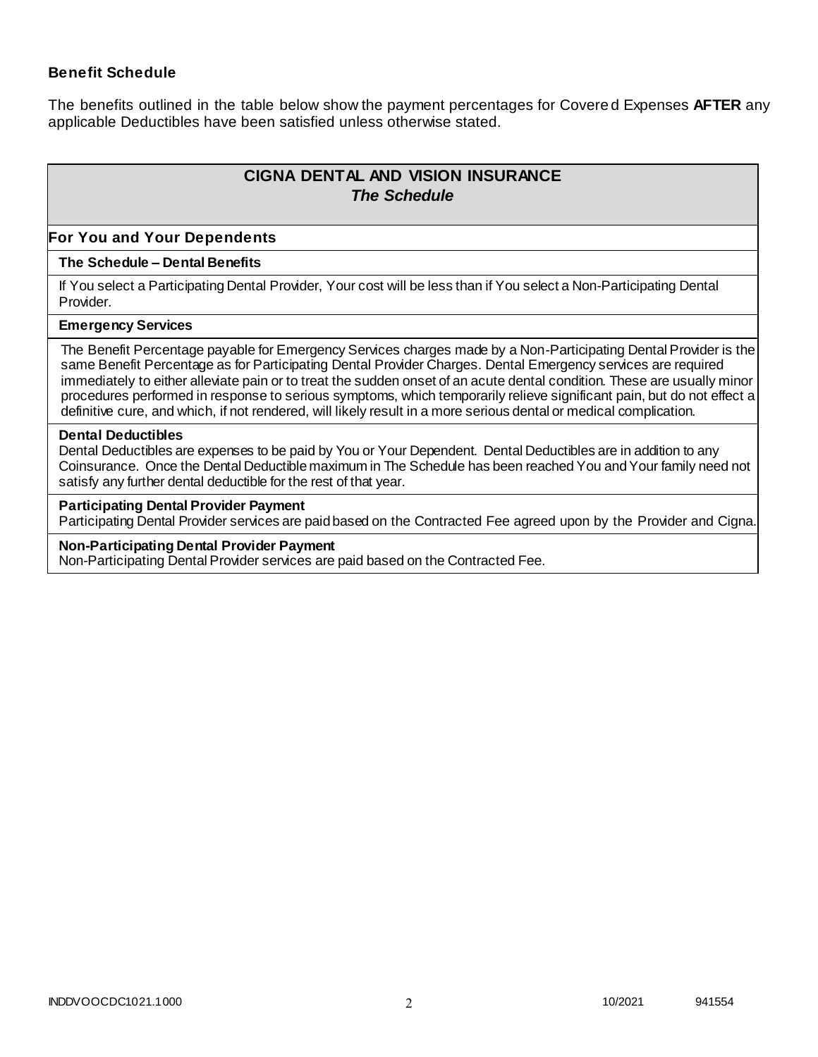### Benefit Schedule

The benefits outlined in the table below show the payment percentages for Covered Expenses **AFTER** any applicable Deductibles have been satisfied unless otherwise stated.

## CIGNA DENTAL AND VISION INSURANCE
### *The Schedule*

### For You and Your Dependents

**The Schedule – Dental Benefits**

If You select a Participating Dental Provider, Your cost will be less than if You select a Non-Participating Dental Provider.

**Emergency Services**

The Benefit Percentage payable for Emergency Services charges made by a Non-Participating Dental Provider is the same Benefit Percentage as for Participating Dental Provider Charges. Dental Emergency services are required immediately to either alleviate pain or to treat the sudden onset of an acute dental condition. These are usually minor procedures performed in response to serious symptoms, which temporarily relieve significant pain, but do not effect a definitive cure, and which, if not rendered, will likely result in a more serious dental or medical complication.

**Dental Deductibles**

Dental Deductibles are expenses to be paid by You or Your Dependent. Dental Deductibles are in addition to any Coinsurance. Once the Dental Deductible maximum in The Schedule has been reached You and Your family need not satisfy any further dental deductible for the rest of that year.

**Participating Dental Provider Payment**

Participating Dental Provider services are paid based on the Contracted Fee agreed upon by the Provider and Cigna.

**Non-Participating Dental Provider Payment**

Non-Participating Dental Provider services are paid based on the Contracted Fee.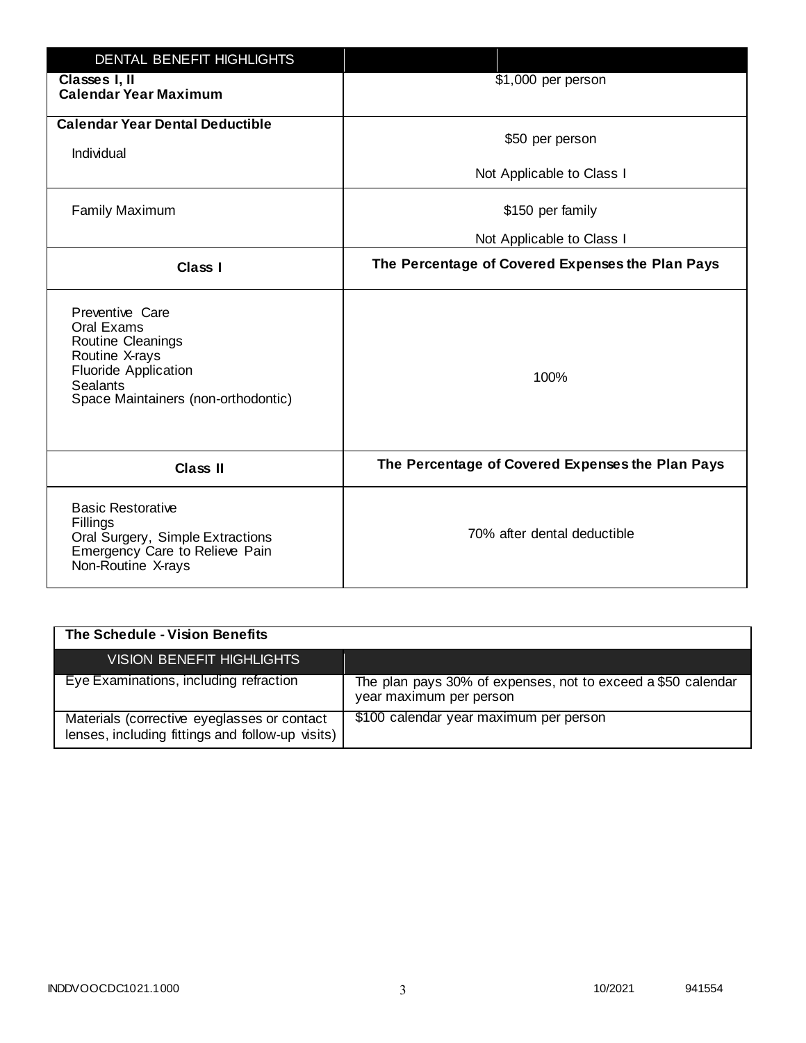| DENTAL BENEFIT HIGHLIGHTS | |
|---|---|
| **Classes I, II Calendar Year Maximum** | $1,000 per person |
| **Calendar Year Dental Deductible** Individual | $50 per person<br>Not Applicable to Class I |
| Family Maximum | $150 per family<br>Not Applicable to Class I |
| **Class I** | **The Percentage of Covered Expenses the Plan Pays** |
| Preventive Care<br>Oral Exams<br>Routine Cleanings<br>Routine X-rays<br>Fluoride Application<br>Sealants<br>Space Maintainers (non-orthodontic) | 100% |
| **Class II** | **The Percentage of Covered Expenses the Plan Pays** |
| Basic Restorative<br>Fillings<br>Oral Surgery, Simple Extractions<br>Emergency Care to Relieve Pain<br>Non-Routine X-rays | 70% after dental deductible |

**The Schedule - Vision Benefits**

| VISION BENEFIT HIGHLIGHTS | |
|---|---|
| Eye Examinations, including refraction | The plan pays 30% of expenses, not to exceed a $50 calendar year maximum per person |
| Materials (corrective eyeglasses or contact lenses, including fittings and follow-up visits) | $100 calendar year maximum per person |

INDDVOOCDC1021.1000 10/2021 941554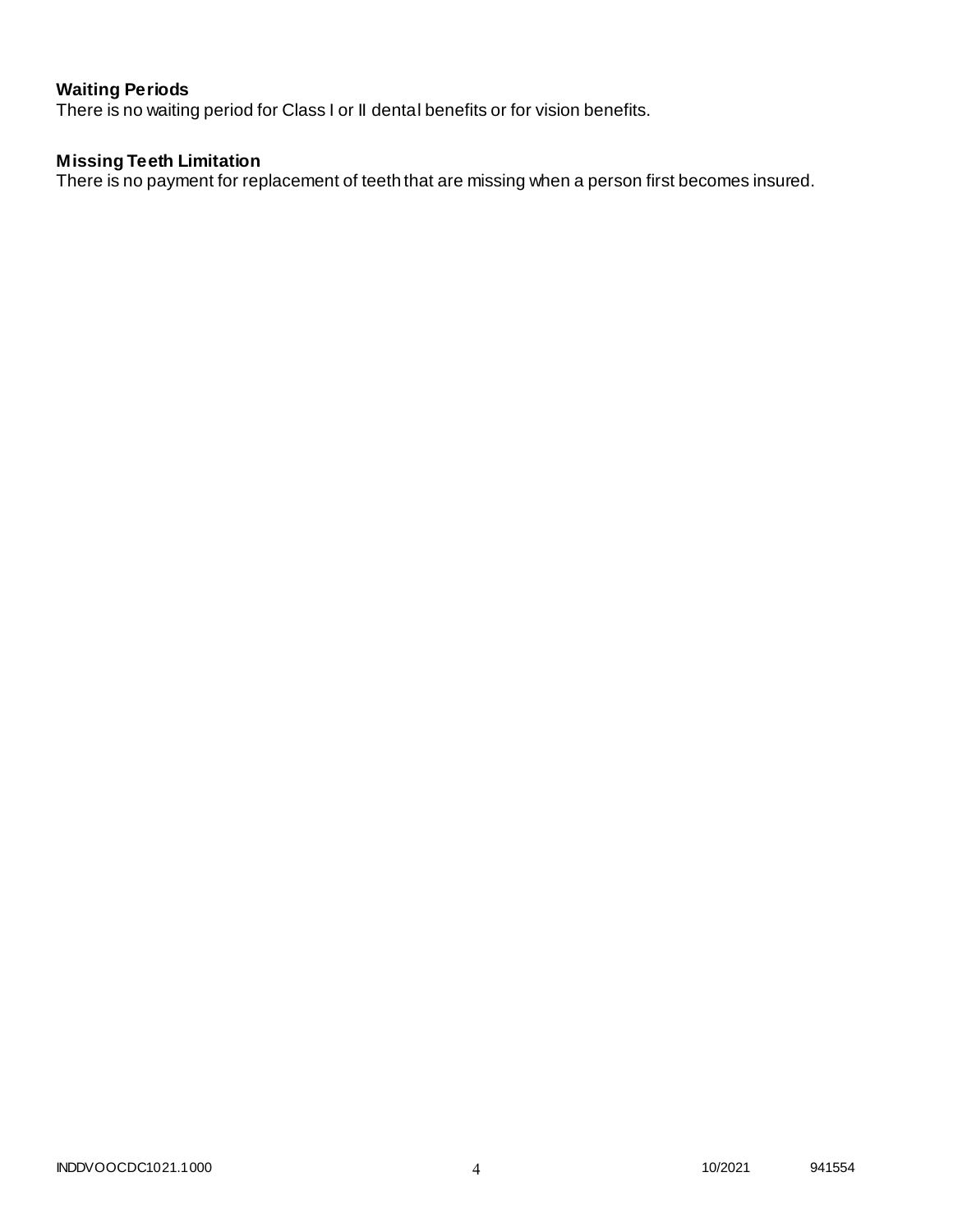**Waiting Periods**

There is no waiting period for Class I or II dental benefits or for vision benefits.

**Missing Teeth Limitation**

There is no payment for replacement of teeth that are missing when a person first becomes insured.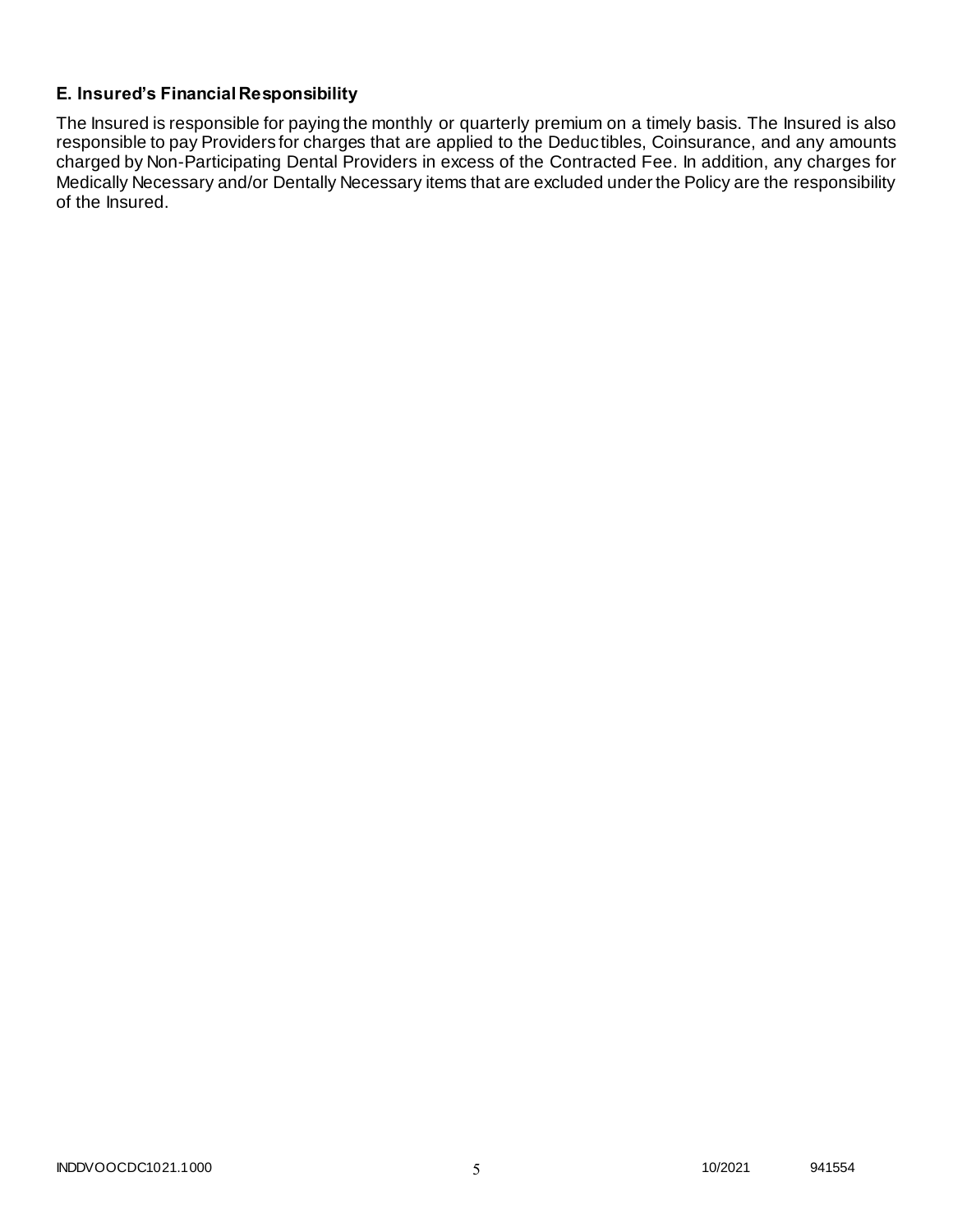### E. Insured's Financial Responsibility

The Insured is responsible for paying the monthly or quarterly premium on a timely basis. The Insured is also responsible to pay Providers for charges that are applied to the Deductibles, Coinsurance, and any amounts charged by Non-Participating Dental Providers in excess of the Contracted Fee. In addition, any charges for Medically Necessary and/or Dentally Necessary items that are excluded under the Policy are the responsibility of the Insured.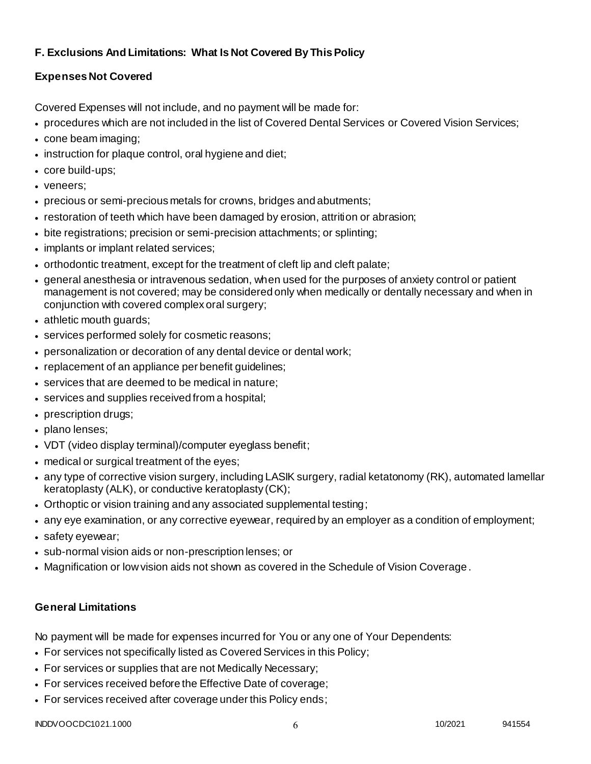**F. Exclusions And Limitations: What Is Not Covered By This Policy**

**Expenses Not Covered**

Covered Expenses will not include, and no payment will be made for:

- procedures which are not included in the list of Covered Dental Services or Covered Vision Services;
- cone beam imaging;
- instruction for plaque control, oral hygiene and diet;
- core build-ups;
- veneers;
- precious or semi-precious metals for crowns, bridges and abutments;
- restoration of teeth which have been damaged by erosion, attrition or abrasion;
- bite registrations; precision or semi-precision attachments; or splinting;
- implants or implant related services;
- orthodontic treatment, except for the treatment of cleft lip and cleft palate;
- general anesthesia or intravenous sedation, when used for the purposes of anxiety control or patient management is not covered; may be considered only when medically or dentally necessary and when in conjunction with covered complex oral surgery;
- athletic mouth guards;
- services performed solely for cosmetic reasons;
- personalization or decoration of any dental device or dental work;
- replacement of an appliance per benefit guidelines;
- services that are deemed to be medical in nature;
- services and supplies received from a hospital;
- prescription drugs;
- plano lenses;
- VDT (video display terminal)/computer eyeglass benefit;
- medical or surgical treatment of the eyes;
- any type of corrective vision surgery, including LASIK surgery, radial ketatonomy (RK), automated lamellar keratoplasty (ALK), or conductive keratoplasty (CK);
- Orthoptic or vision training and any associated supplemental testing;
- any eye examination, or any corrective eyewear, required by an employer as a condition of employment;
- safety eyewear;
- sub-normal vision aids or non-prescription lenses; or
- Magnification or low vision aids not shown as covered in the Schedule of Vision Coverage.

**General Limitations**

No payment will be made for expenses incurred for You or any one of Your Dependents:

- For services not specifically listed as Covered Services in this Policy;
- For services or supplies that are not Medically Necessary;
- For services received before the Effective Date of coverage;
- For services received after coverage under this Policy ends;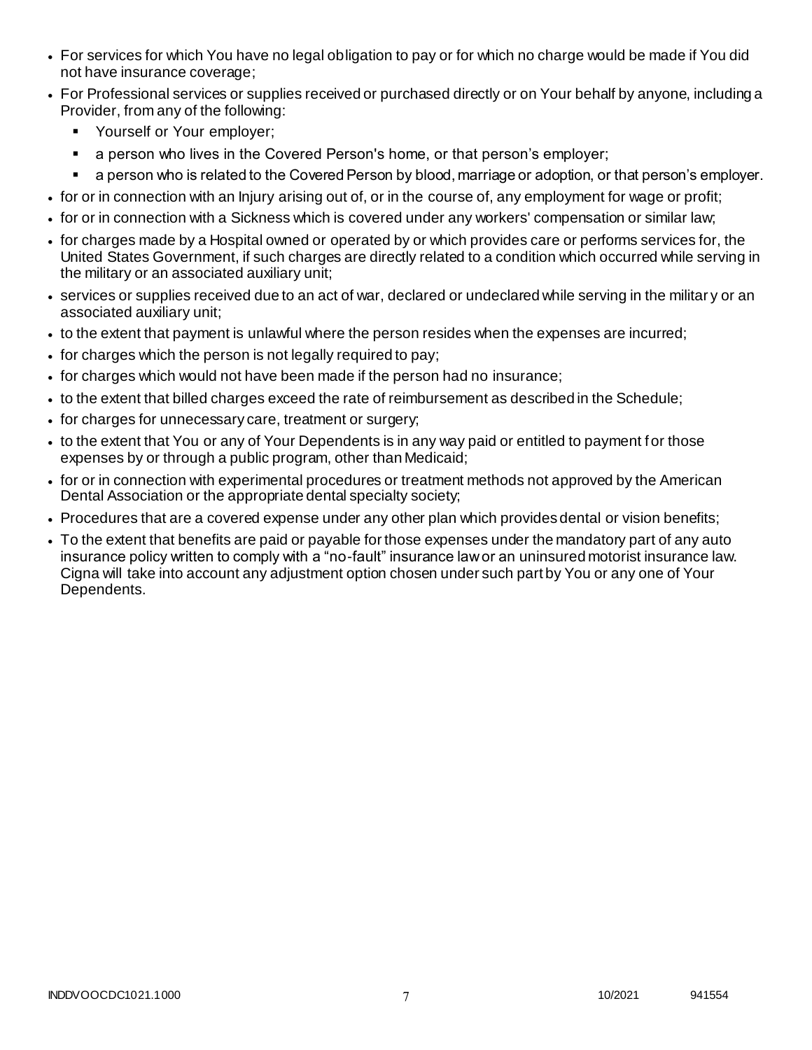- For services for which You have no legal obligation to pay or for which no charge would be made if You did not have insurance coverage;
- For Professional services or supplies received or purchased directly or on Your behalf by anyone, including a Provider, from any of the following:
  - Yourself or Your employer;
  - a person who lives in the Covered Person's home, or that person's employer;
  - a person who is related to the Covered Person by blood, marriage or adoption, or that person's employer.
- for or in connection with an Injury arising out of, or in the course of, any employment for wage or profit;
- for or in connection with a Sickness which is covered under any workers' compensation or similar law;
- for charges made by a Hospital owned or operated by or which provides care or performs services for, the United States Government, if such charges are directly related to a condition which occurred while serving in the military or an associated auxiliary unit;
- services or supplies received due to an act of war, declared or undeclared while serving in the military or an associated auxiliary unit;
- to the extent that payment is unlawful where the person resides when the expenses are incurred;
- for charges which the person is not legally required to pay;
- for charges which would not have been made if the person had no insurance;
- to the extent that billed charges exceed the rate of reimbursement as described in the Schedule;
- for charges for unnecessary care, treatment or surgery;
- to the extent that You or any of Your Dependents is in any way paid or entitled to payment for those expenses by or through a public program, other than Medicaid;
- for or in connection with experimental procedures or treatment methods not approved by the American Dental Association or the appropriate dental specialty society;
- Procedures that are a covered expense under any other plan which provides dental or vision benefits;
- To the extent that benefits are paid or payable for those expenses under the mandatory part of any auto insurance policy written to comply with a "no-fault" insurance law or an uninsured motorist insurance law. Cigna will take into account any adjustment option chosen under such part by You or any one of Your Dependents.

INDDVOOCDC1021.1000 10/2021 941554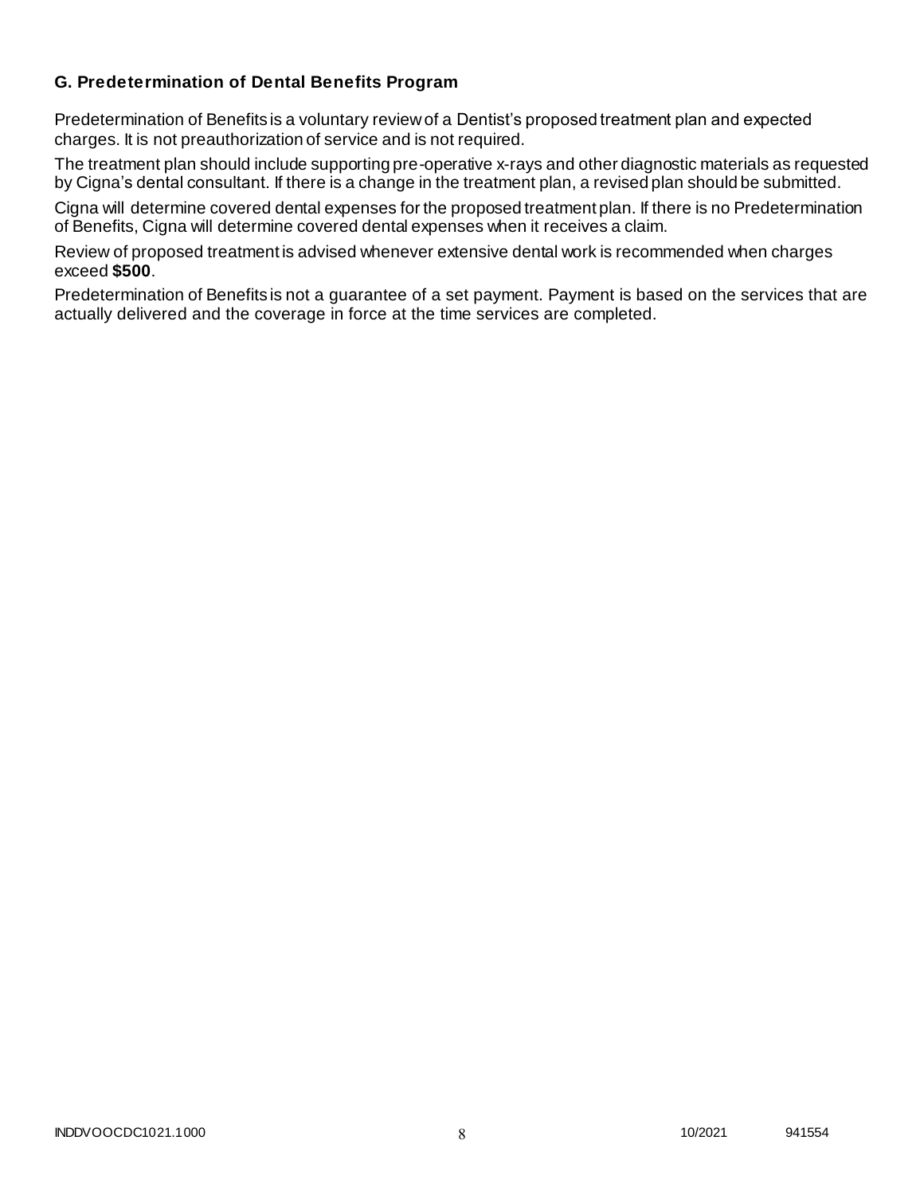### G. Predetermination of Dental Benefits Program

Predetermination of Benefits is a voluntary review of a Dentist's proposed treatment plan and expected charges. It is not preauthorization of service and is not required.

The treatment plan should include supporting pre-operative x-rays and other diagnostic materials as requested by Cigna's dental consultant. If there is a change in the treatment plan, a revised plan should be submitted.

Cigna will determine covered dental expenses for the proposed treatment plan. If there is no Predetermination of Benefits, Cigna will determine covered dental expenses when it receives a claim.

Review of proposed treatment is advised whenever extensive dental work is recommended when charges exceed **$500**.

Predetermination of Benefits is not a guarantee of a set payment. Payment is based on the services that are actually delivered and the coverage in force at the time services are completed.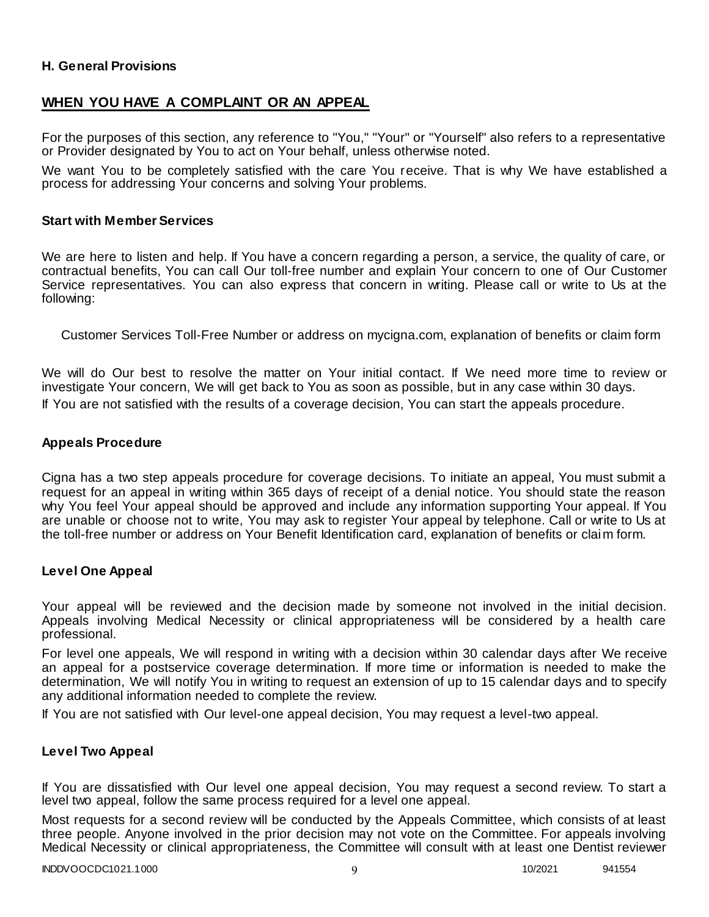### H. General Provisions

## WHEN YOU HAVE A COMPLAINT OR AN APPEAL

For the purposes of this section, any reference to "You," "Your" or "Yourself" also refers to a representative or Provider designated by You to act on Your behalf, unless otherwise noted.

We want You to be completely satisfied with the care You receive. That is why We have established a process for addressing Your concerns and solving Your problems.

### Start with Member Services

We are here to listen and help. If You have a concern regarding a person, a service, the quality of care, or contractual benefits, You can call Our toll-free number and explain Your concern to one of Our Customer Service representatives. You can also express that concern in writing. Please call or write to Us at the following:

Customer Services Toll-Free Number or address on mycigna.com, explanation of benefits or claim form

We will do Our best to resolve the matter on Your initial contact. If We need more time to review or investigate Your concern, We will get back to You as soon as possible, but in any case within 30 days.

If You are not satisfied with the results of a coverage decision, You can start the appeals procedure.

### Appeals Procedure

Cigna has a two step appeals procedure for coverage decisions. To initiate an appeal, You must submit a request for an appeal in writing within 365 days of receipt of a denial notice. You should state the reason why You feel Your appeal should be approved and include any information supporting Your appeal. If You are unable or choose not to write, You may ask to register Your appeal by telephone. Call or write to Us at the toll-free number or address on Your Benefit Identification card, explanation of benefits or claim form.

### Level One Appeal

Your appeal will be reviewed and the decision made by someone not involved in the initial decision. Appeals involving Medical Necessity or clinical appropriateness will be considered by a health care professional.

For level one appeals, We will respond in writing with a decision within 30 calendar days after We receive an appeal for a postservice coverage determination. If more time or information is needed to make the determination, We will notify You in writing to request an extension of up to 15 calendar days and to specify any additional information needed to complete the review.

If You are not satisfied with Our level-one appeal decision, You may request a level-two appeal.

### Level Two Appeal

If You are dissatisfied with Our level one appeal decision, You may request a second review. To start a level two appeal, follow the same process required for a level one appeal.

Most requests for a second review will be conducted by the Appeals Committee, which consists of at least three people. Anyone involved in the prior decision may not vote on the Committee. For appeals involving Medical Necessity or clinical appropriateness, the Committee will consult with at least one Dentist reviewer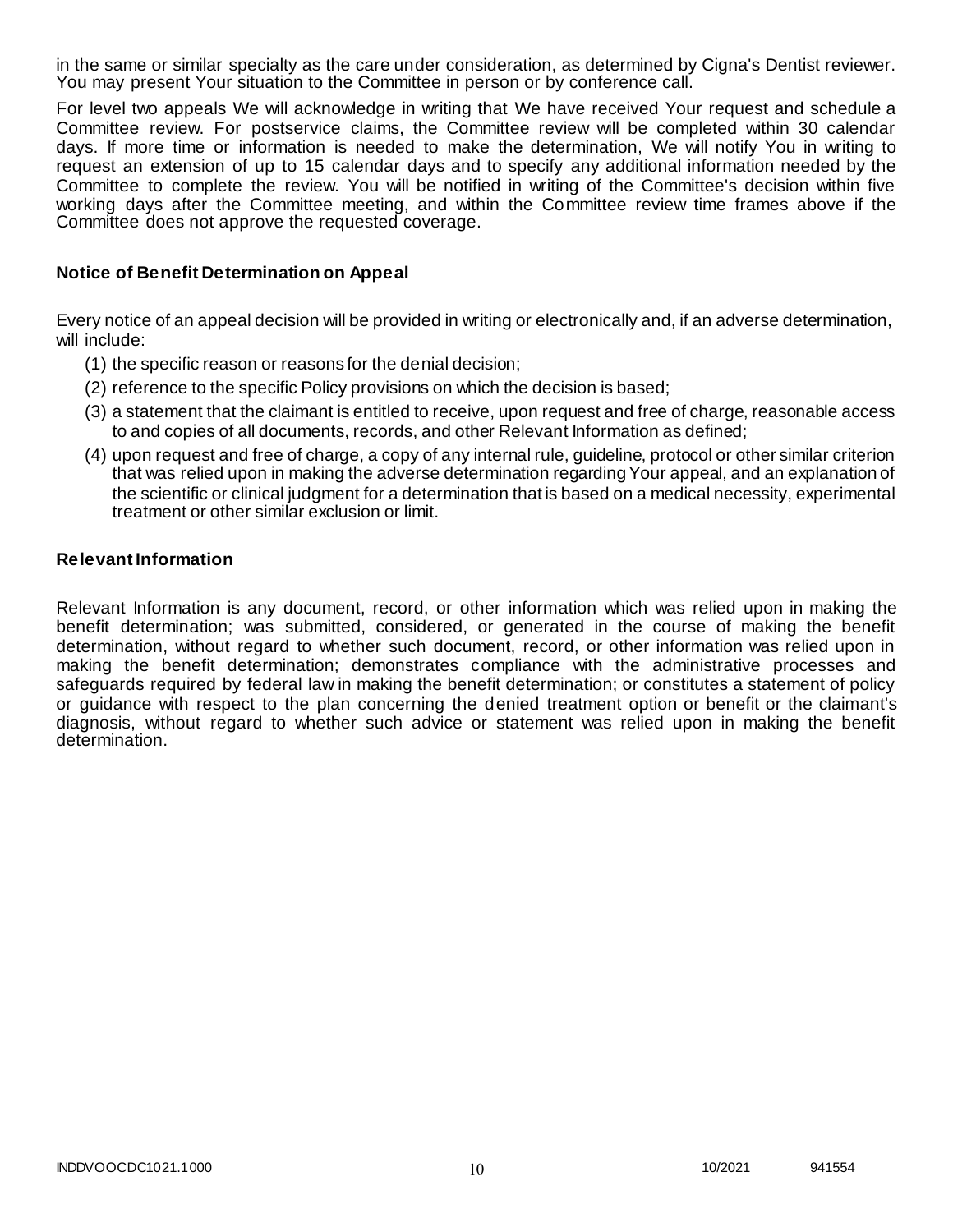in the same or similar specialty as the care under consideration, as determined by Cigna's Dentist reviewer. You may present Your situation to the Committee in person or by conference call.

For level two appeals We will acknowledge in writing that We have received Your request and schedule a Committee review. For postservice claims, the Committee review will be completed within 30 calendar days. If more time or information is needed to make the determination, We will notify You in writing to request an extension of up to 15 calendar days and to specify any additional information needed by the Committee to complete the review. You will be notified in writing of the Committee's decision within five working days after the Committee meeting, and within the Committee review time frames above if the Committee does not approve the requested coverage.

### Notice of Benefit Determination on Appeal

Every notice of an appeal decision will be provided in writing or electronically and, if an adverse determination, will include:

(1) the specific reason or reasons for the denial decision;

(2) reference to the specific Policy provisions on which the decision is based;

(3) a statement that the claimant is entitled to receive, upon request and free of charge, reasonable access to and copies of all documents, records, and other Relevant Information as defined;

(4) upon request and free of charge, a copy of any internal rule, guideline, protocol or other similar criterion that was relied upon in making the adverse determination regarding Your appeal, and an explanation of the scientific or clinical judgment for a determination that is based on a medical necessity, experimental treatment or other similar exclusion or limit.

### Relevant Information

Relevant Information is any document, record, or other information which was relied upon in making the benefit determination; was submitted, considered, or generated in the course of making the benefit determination, without regard to whether such document, record, or other information was relied upon in making the benefit determination; demonstrates compliance with the administrative processes and safeguards required by federal law in making the benefit determination; or constitutes a statement of policy or guidance with respect to the plan concerning the denied treatment option or benefit or the claimant's diagnosis, without regard to whether such advice or statement was relied upon in making the benefit determination.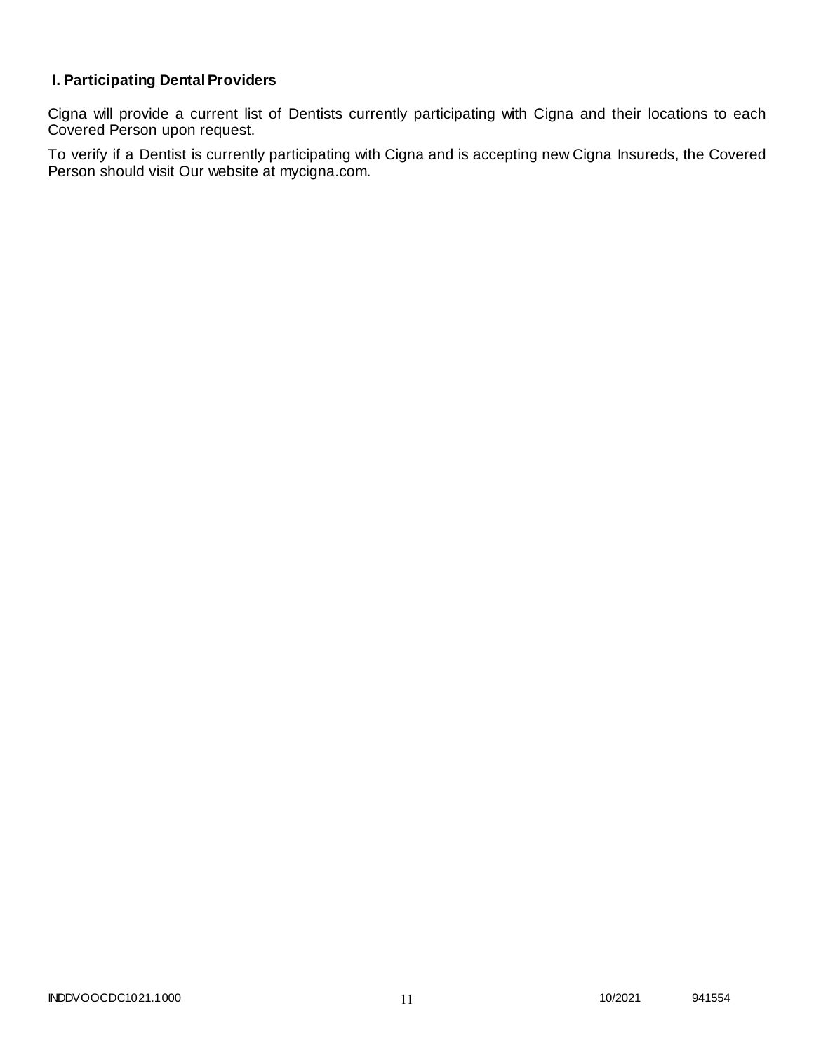## I. Participating Dental Providers

Cigna will provide a current list of Dentists currently participating with Cigna and their locations to each Covered Person upon request.

To verify if a Dentist is currently participating with Cigna and is accepting new Cigna Insureds, the Covered Person should visit Our website at mycigna.com.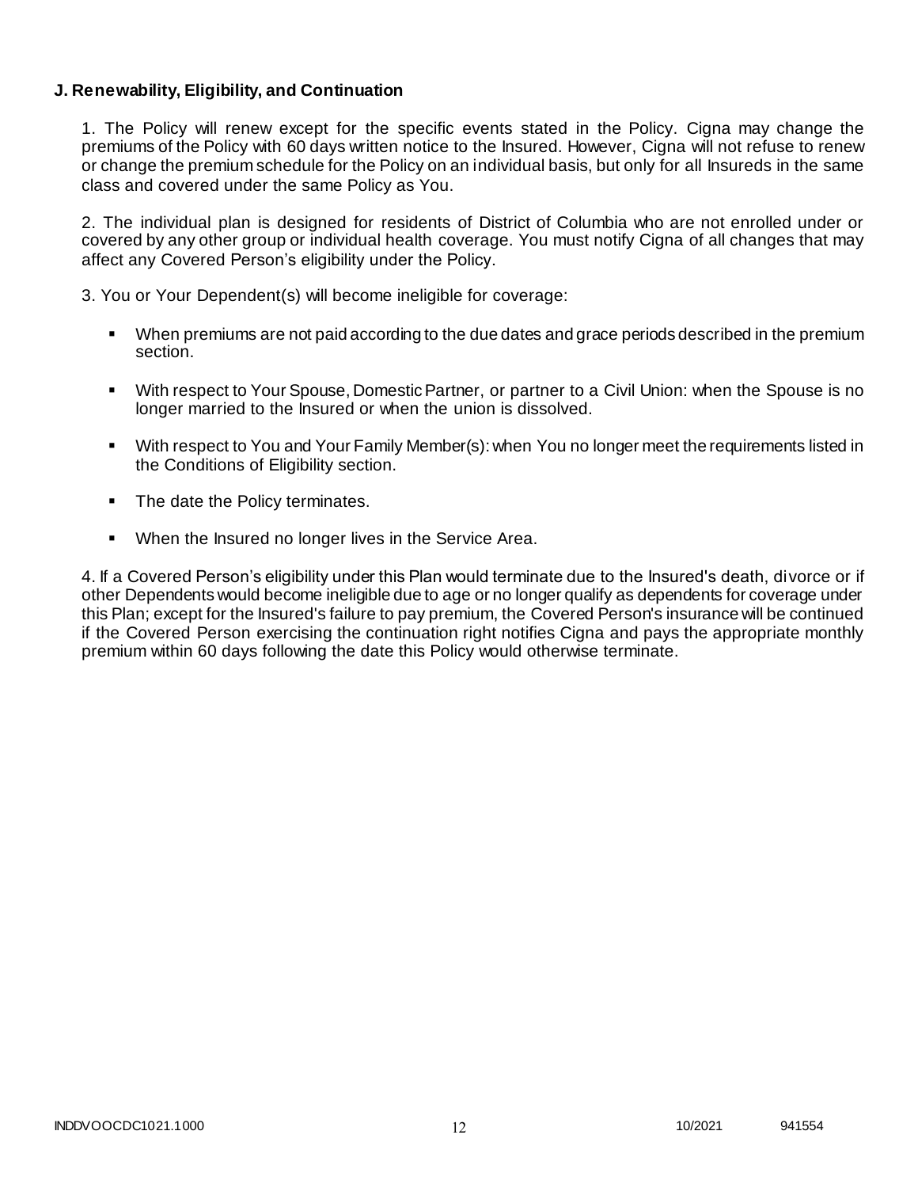**J. Renewability, Eligibility, and Continuation**

1. The Policy will renew except for the specific events stated in the Policy. Cigna may change the premiums of the Policy with 60 days written notice to the Insured. However, Cigna will not refuse to renew or change the premium schedule for the Policy on an individual basis, but only for all Insureds in the same class and covered under the same Policy as You.

2. The individual plan is designed for residents of District of Columbia who are not enrolled under or covered by any other group or individual health coverage. You must notify Cigna of all changes that may affect any Covered Person's eligibility under the Policy.

3. You or Your Dependent(s) will become ineligible for coverage:

- When premiums are not paid according to the due dates and grace periods described in the premium section.
- With respect to Your Spouse, Domestic Partner, or partner to a Civil Union: when the Spouse is no longer married to the Insured or when the union is dissolved.
- With respect to You and Your Family Member(s): when You no longer meet the requirements listed in the Conditions of Eligibility section.
- The date the Policy terminates.
- When the Insured no longer lives in the Service Area.

4. If a Covered Person's eligibility under this Plan would terminate due to the Insured's death, divorce or if other Dependents would become ineligible due to age or no longer qualify as dependents for coverage under this Plan; except for the Insured's failure to pay premium, the Covered Person's insurance will be continued if the Covered Person exercising the continuation right notifies Cigna and pays the appropriate monthly premium within 60 days following the date this Policy would otherwise terminate.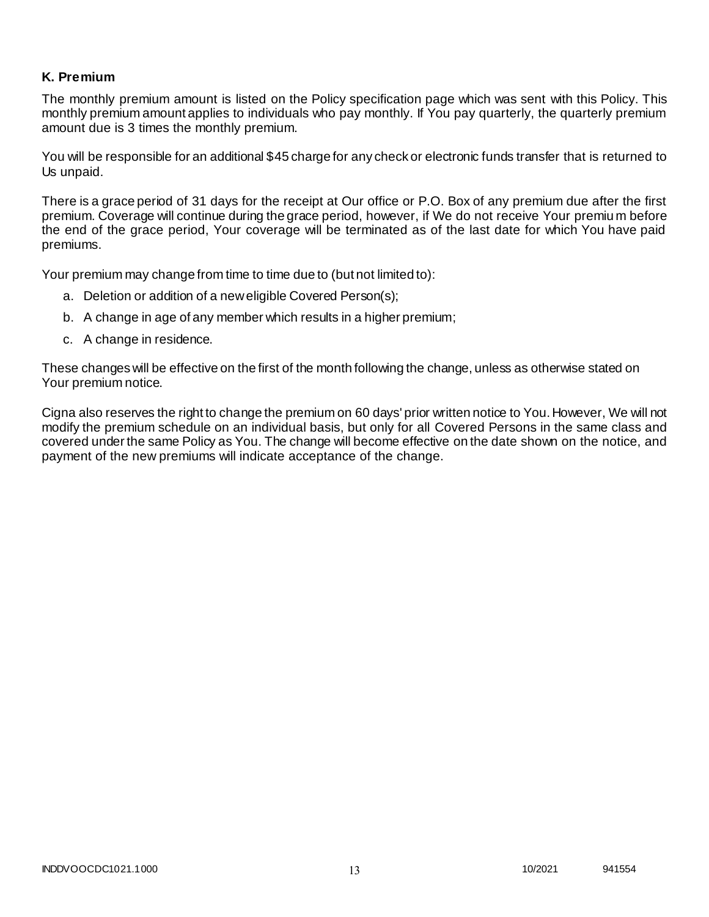**K. Premium**

The monthly premium amount is listed on the Policy specification page which was sent with this Policy. This monthly premium amount applies to individuals who pay monthly. If You pay quarterly, the quarterly premium amount due is 3 times the monthly premium.

You will be responsible for an additional $45 charge for any check or electronic funds transfer that is returned to Us unpaid.

There is a grace period of 31 days for the receipt at Our office or P.O. Box of any premium due after the first premium. Coverage will continue during the grace period, however, if We do not receive Your premium before the end of the grace period, Your coverage will be terminated as of the last date for which You have paid premiums.

Your premium may change from time to time due to (but not limited to):

a. Deletion or addition of a new eligible Covered Person(s);
b. A change in age of any member which results in a higher premium;
c. A change in residence.

These changes will be effective on the first of the month following the change, unless as otherwise stated on Your premium notice.

Cigna also reserves the right to change the premium on 60 days' prior written notice to You. However, We will not modify the premium schedule on an individual basis, but only for all Covered Persons in the same class and covered under the same Policy as You. The change will become effective on the date shown on the notice, and payment of the new premiums will indicate acceptance of the change.